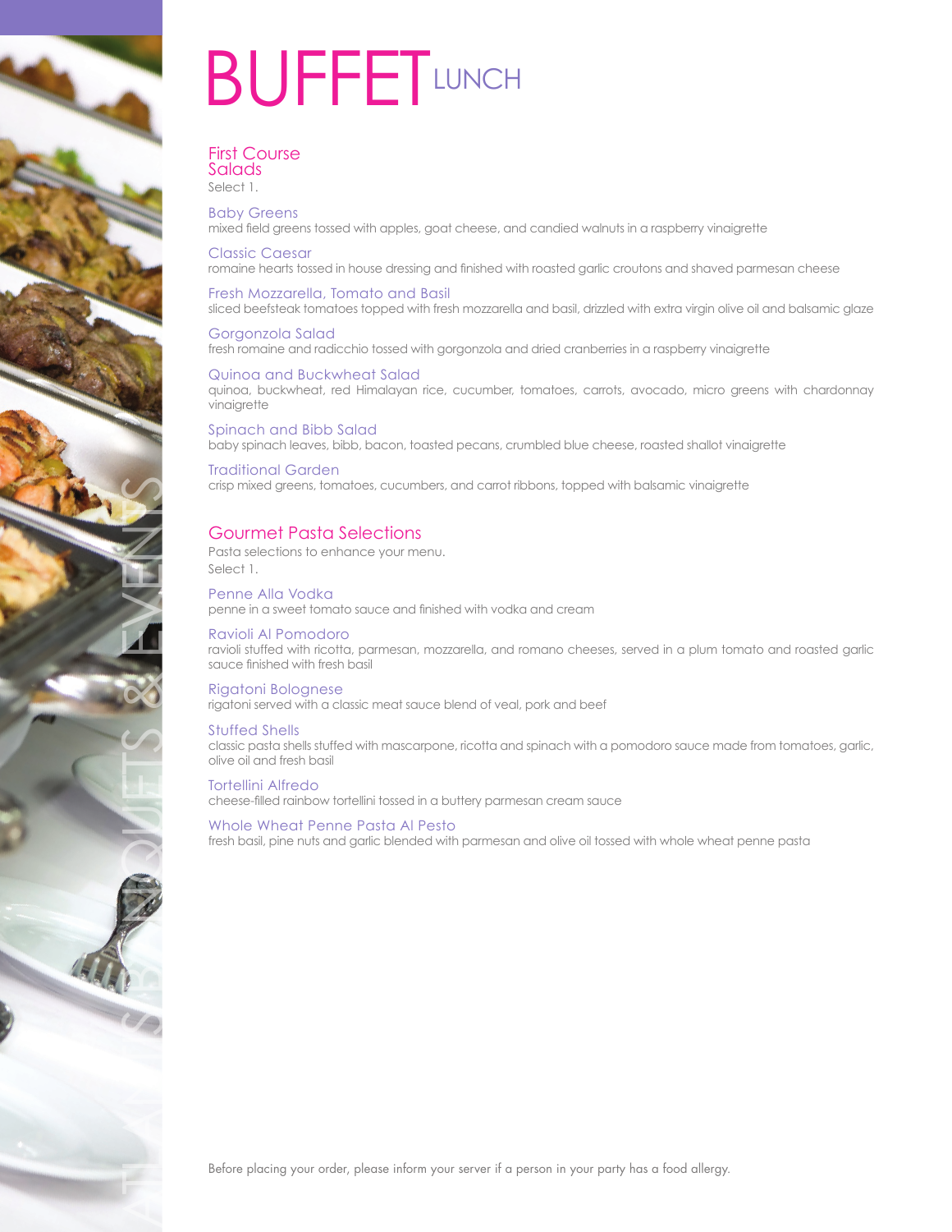# BUFFET LUNCH

## First Course Salads

Select 1.

### Baby Greens
mixed field greens tossed with apples, goat cheese, and candied walnuts in a raspberry vinaigrette

### Classic Caesar
romaine hearts tossed in house dressing and finished with roasted garlic croutons and shaved parmesan cheese

### Fresh Mozzarella, Tomato and Basil
sliced beefsteak tomatoes topped with fresh mozzarella and basil, drizzled with extra virgin olive oil and balsamic glaze

### Gorgonzola Salad
fresh romaine and radicchio tossed with gorgonzola and dried cranberries in a raspberry vinaigrette

### Quinoa and Buckwheat Salad
quinoa, buckwheat, red Himalayan rice, cucumber, tomatoes, carrots, avocado, micro greens with chardonnay vinaigrette

### Spinach and Bibb Salad
baby spinach leaves, bibb, bacon, toasted pecans, crumbled blue cheese, roasted shallot vinaigrette

### Traditional Garden
crisp mixed greens, tomatoes, cucumbers, and carrot ribbons, topped with balsamic vinaigrette

## Gourmet Pasta Selections

Pasta selections to enhance your menu.
Select 1.

### Penne Alla Vodka
penne in a sweet tomato sauce and finished with vodka and cream

### Ravioli Al Pomodoro
ravioli stuffed with ricotta, parmesan, mozzarella, and romano cheeses, served in a plum tomato and roasted garlic sauce finished with fresh basil

### Rigatoni Bolognese
rigatoni served with a classic meat sauce blend of veal, pork and beef

### Stuffed Shells
classic pasta shells stuffed with mascarpone, ricotta and spinach with a pomodoro sauce made from tomatoes, garlic, olive oil and fresh basil

### Tortellini Alfredo
cheese-filled rainbow tortellini tossed in a buttery parmesan cream sauce

### Whole Wheat Penne Pasta Al Pesto
fresh basil, pine nuts and garlic blended with parmesan and olive oil tossed with whole wheat penne pasta

Before placing your order, please inform your server if a person in your party has a food allergy.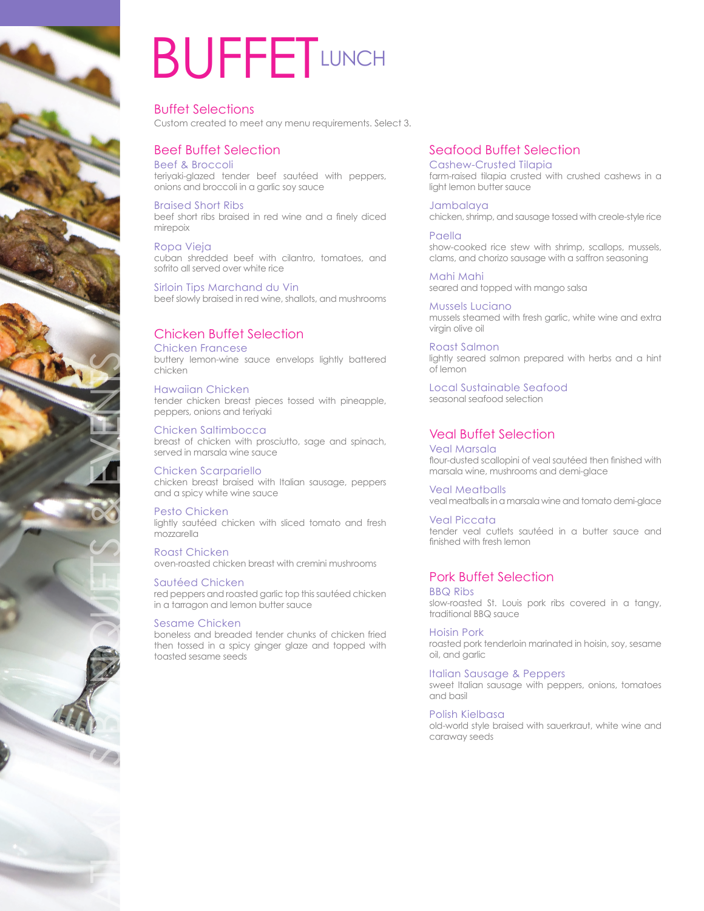# BUFFET LUNCH

## Buffet Selections

Custom created to meet any menu requirements. Select 3.

## Beef Buffet Selection

### Beef & Broccoli
teriyaki-glazed tender beef sautéed with peppers, onions and broccoli in a garlic soy sauce

### Braised Short Ribs
beef short ribs braised in red wine and a finely diced mirepoix

### Ropa Vieja
cuban shredded beef with cilantro, tomatoes, and sofrito all served over white rice

### Sirloin Tips Marchand du Vin
beef slowly braised in red wine, shallots, and mushrooms

## Chicken Buffet Selection

### Chicken Francese
buttery lemon-wine sauce envelops lightly battered chicken

### Hawaiian Chicken
tender chicken breast pieces tossed with pineapple, peppers, onions and teriyaki

### Chicken Saltimbocca
breast of chicken with prosciutto, sage and spinach, served in marsala wine sauce

### Chicken Scarpariello
chicken breast braised with Italian sausage, peppers and a spicy white wine sauce

### Pesto Chicken
lightly sautéed chicken with sliced tomato and fresh mozzarella

### Roast Chicken
oven-roasted chicken breast with cremini mushrooms

### Sautéed Chicken
red peppers and roasted garlic top this sautéed chicken in a tarragon and lemon butter sauce

### Sesame Chicken
boneless and breaded tender chunks of chicken fried then tossed in a spicy ginger glaze and topped with toasted sesame seeds

## Seafood Buffet Selection

### Cashew-Crusted Tilapia
farm-raised tilapia crusted with crushed cashews in a light lemon butter sauce

### Jambalaya
chicken, shrimp, and sausage tossed with creole-style rice

### Paella
show-cooked rice stew with shrimp, scallops, mussels, clams, and chorizo sausage with a saffron seasoning

### Mahi Mahi
seared and topped with mango salsa

### Mussels Luciano
mussels steamed with fresh garlic, white wine and extra virgin olive oil

### Roast Salmon
lightly seared salmon prepared with herbs and a hint of lemon

### Local Sustainable Seafood
seasonal seafood selection

## Veal Buffet Selection

### Veal Marsala
flour-dusted scallopini of veal sautéed then finished with marsala wine, mushrooms and demi-glace

### Veal Meatballs
veal meatballs in a marsala wine and tomato demi-glace

### Veal Piccata
tender veal cutlets sautéed in a butter sauce and finished with fresh lemon

## Pork Buffet Selection

### BBQ Ribs
slow-roasted St. Louis pork ribs covered in a tangy, traditional BBQ sauce

### Hoisin Pork
roasted pork tenderloin marinated in hoisin, soy, sesame oil, and garlic

### Italian Sausage & Peppers
sweet Italian sausage with peppers, onions, tomatoes and basil

### Polish Kielbasa
old-world style braised with sauerkraut, white wine and caraway seeds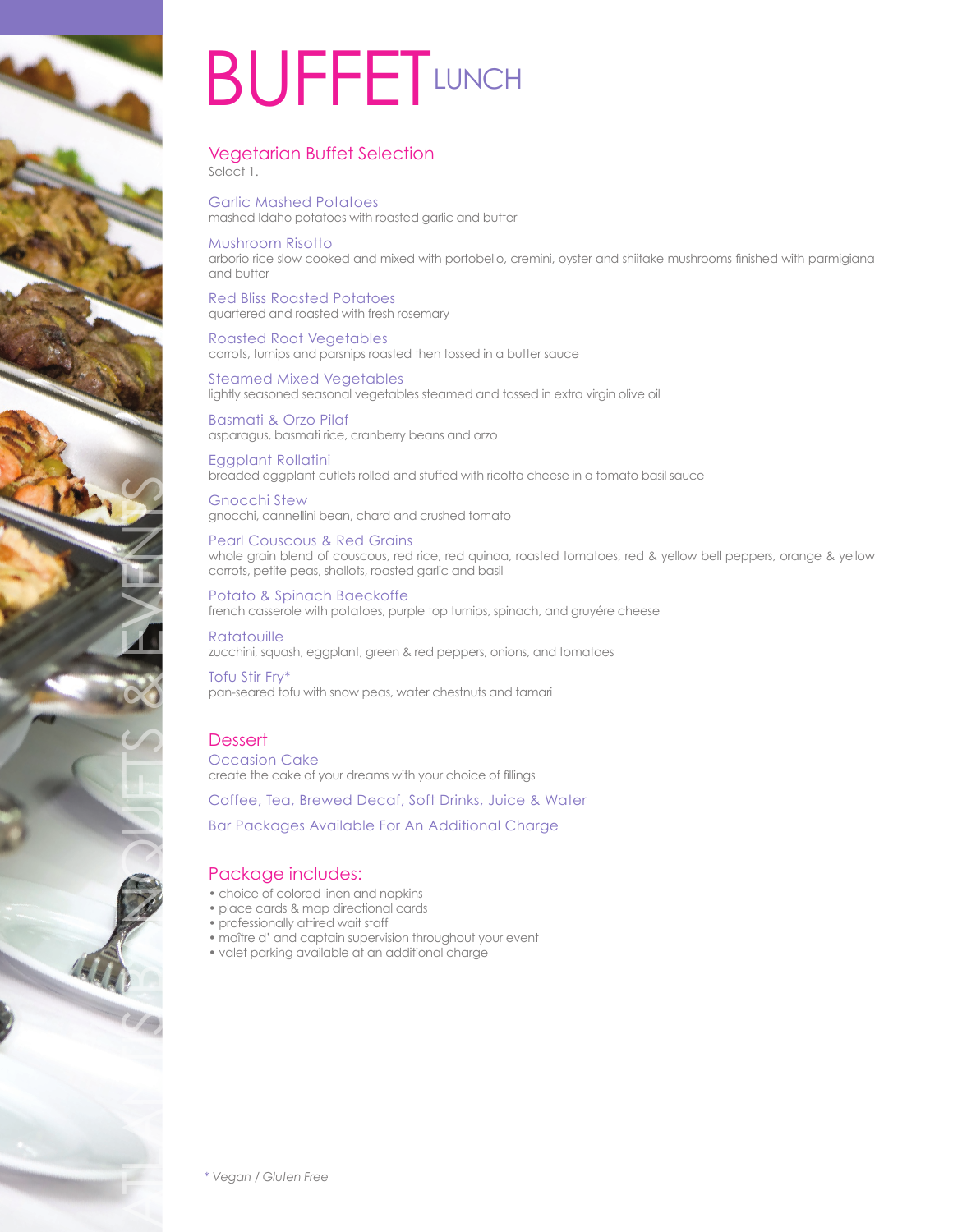# BUFFET LUNCH

## Vegetarian Buffet Selection

Select 1.

### Garlic Mashed Potatoes
mashed Idaho potatoes with roasted garlic and butter

### Mushroom Risotto
arborio rice slow cooked and mixed with portobello, cremini, oyster and shiitake mushrooms finished with parmigiana and butter

### Red Bliss Roasted Potatoes
quartered and roasted with fresh rosemary

### Roasted Root Vegetables
carrots, turnips and parsnips roasted then tossed in a butter sauce

### Steamed Mixed Vegetables
lightly seasoned seasonal vegetables steamed and tossed in extra virgin olive oil

### Basmati & Orzo Pilaf
asparagus, basmati rice, cranberry beans and orzo

### Eggplant Rollatini
breaded eggplant cutlets rolled and stuffed with ricotta cheese in a tomato basil sauce

### Gnocchi Stew
gnocchi, cannellini bean, chard and crushed tomato

### Pearl Couscous & Red Grains
whole grain blend of couscous, red rice, red quinoa, roasted tomatoes, red & yellow bell peppers, orange & yellow carrots, petite peas, shallots, roasted garlic and basil

### Potato & Spinach Baeckoffe
french casserole with potatoes, purple top turnips, spinach, and gruyére cheese

### Ratatouille
zucchini, squash, eggplant, green & red peppers, onions, and tomatoes

### Tofu Stir Fry*
pan-seared tofu with snow peas, water chestnuts and tamari

## Dessert

### Occasion Cake
create the cake of your dreams with your choice of fillings

### Coffee, Tea, Brewed Decaf, Soft Drinks, Juice & Water

### Bar Packages Available For An Additional Charge

## Package includes:

- choice of colored linen and napkins
- place cards & map directional cards
- professionally attired wait staff
- maître d' and captain supervision throughout your event
- valet parking available at an additional charge

*\* Vegan / Gluten Free*